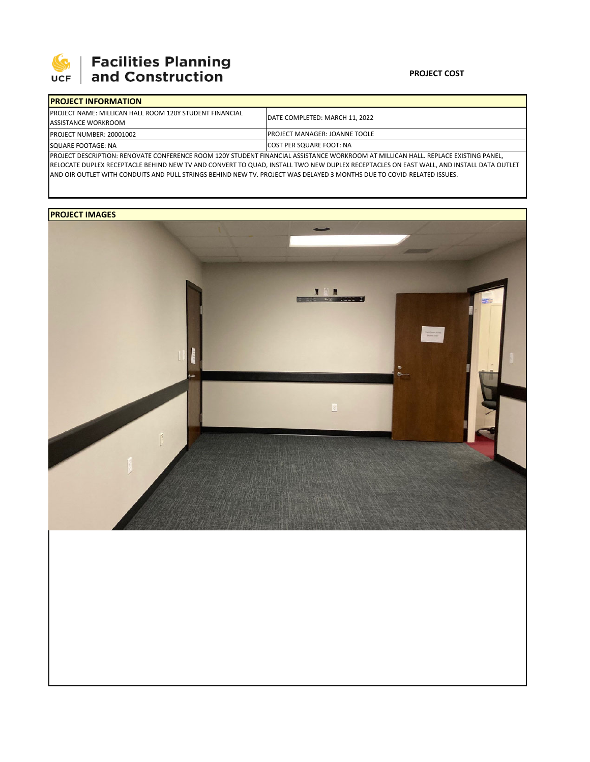**Facilities Planning and Construction**

**PROJECT COST**

| PROJECT INFORMATION | |
|---|---|
| PROJECT NAME: MILLICAN HALL ROOM 120Y STUDENT FINANCIAL ASSISTANCE WORKROOM | DATE COMPLETED: MARCH 11, 2022 |
| PROJECT NUMBER: 20001002 | PROJECT MANAGER: JOANNE TOOLE |
| SQUARE FOOTAGE: NA | COST PER SQUARE FOOT: NA |

PROJECT DESCRIPTION: RENOVATE CONFERENCE ROOM 120Y STUDENT FINANCIAL ASSISTANCE WORKROOM AT MILLICAN HALL. REPLACE EXISTING PANEL, RELOCATE DUPLEX RECEPTACLE BEHIND NEW TV AND CONVERT TO QUAD, INSTALL TWO NEW DUPLEX RECEPTACLES ON EAST WALL, AND INSTALL DATA OUTLET AND OIR OUTLET WITH CONDUITS AND PULL STRINGS BEHIND NEW TV. PROJECT WAS DELAYED 3 MONTHS DUE TO COVID-RELATED ISSUES.

**PROJECT IMAGES**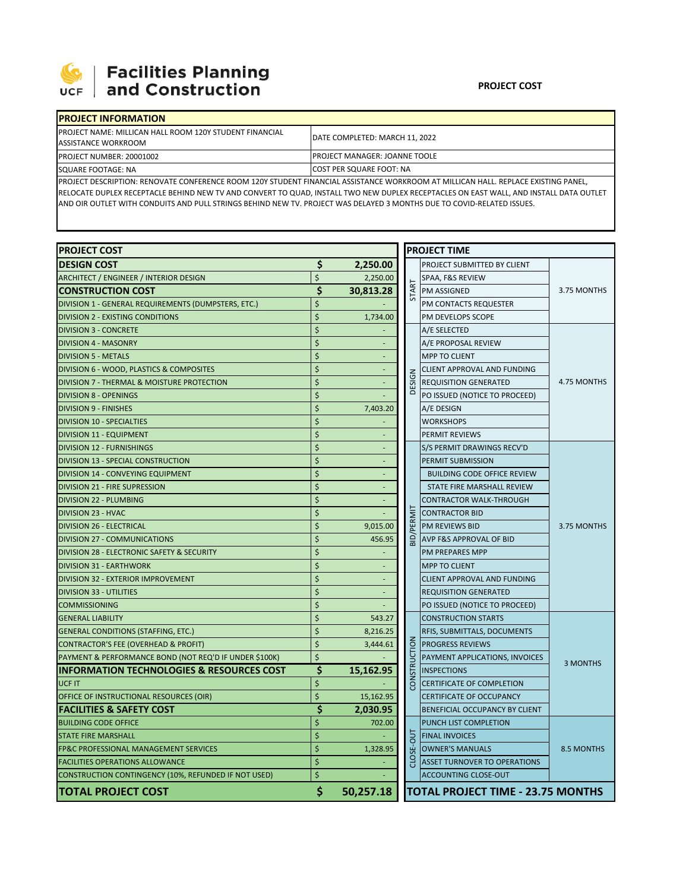Facilities Planning and Construction

**PROJECT COST**

| PROJECT INFORMATION | |
|---|---|
| PROJECT NAME: MILLICAN HALL ROOM 120Y STUDENT FINANCIAL ASSISTANCE WORKROOM | DATE COMPLETED: MARCH 11, 2022 |
| PROJECT NUMBER: 20001002 | PROJECT MANAGER: JOANNE TOOLE |
| SQUARE FOOTAGE: NA | COST PER SQUARE FOOT: NA |

PROJECT DESCRIPTION: RENOVATE CONFERENCE ROOM 120Y STUDENT FINANCIAL ASSISTANCE WORKROOM AT MILLICAN HALL. REPLACE EXISTING PANEL, RELOCATE DUPLEX RECEPTACLE BEHIND NEW TV AND CONVERT TO QUAD, INSTALL TWO NEW DUPLEX RECEPTACLES ON EAST WALL, AND INSTALL DATA OUTLET AND OIR OUTLET WITH CONDUITS AND PULL STRINGS BEHIND NEW TV. PROJECT WAS DELAYED 3 MONTHS DUE TO COVID-RELATED ISSUES.

| PROJECT COST | |
|---|---|
| **DESIGN COST** | **$ 2,250.00** |
| ARCHITECT / ENGINEER / INTERIOR DESIGN | $ 2,250.00 |
| **CONSTRUCTION COST** | **$ 30,813.28** |
| DIVISION 1 - GENERAL REQUIREMENTS (DUMPSTERS, ETC.) | $ - |
| DIVISION 2 - EXISTING CONDITIONS | $ 1,734.00 |
| DIVISION 3 - CONCRETE | $ - |
| DIVISION 4 - MASONRY | $ - |
| DIVISION 5 - METALS | $ - |
| DIVISION 6 - WOOD, PLASTICS & COMPOSITES | $ - |
| DIVISION 7 - THERMAL & MOISTURE PROTECTION | $ - |
| DIVISION 8 - OPENINGS | $ - |
| DIVISION 9 - FINISHES | $ 7,403.20 |
| DIVISION 10 - SPECIALTIES | $ - |
| DIVISION 11 - EQUIPMENT | $ - |
| DIVISION 12 - FURNISHINGS | $ - |
| DIVISION 13 - SPECIAL CONSTRUCTION | $ - |
| DIVISION 14 - CONVEYING EQUIPMENT | $ - |
| DIVISION 21 - FIRE SUPRESSION | $ - |
| DIVISION 22 - PLUMBING | $ - |
| DIVISION 23 - HVAC | $ - |
| DIVISION 26 - ELECTRICAL | $ 9,015.00 |
| DIVISION 27 - COMMUNICATIONS | $ 456.95 |
| DIVISION 28 - ELECTRONIC SAFETY & SECURITY | $ - |
| DIVISION 31 - EARTHWORK | $ - |
| DIVISION 32 - EXTERIOR IMPROVEMENT | $ - |
| DIVISION 33 - UTILITIES | $ - |
| COMMISSIONING | $ - |
| GENERAL LIABILITY | $ 543.27 |
| GENERAL CONDITIONS (STAFFING, ETC.) | $ 8,216.25 |
| CONTRACTOR'S FEE (OVERHEAD & PROFIT) | $ 3,444.61 |
| PAYMENT & PERFORMANCE BOND (NOT REQ'D IF UNDER $100K) | $ - |
| **INFORMATION TECHNOLOGIES & RESOURCES COST** | **$ 15,162.95** |
| UCF IT | $ - |
| OFFICE OF INSTRUCTIONAL RESOURCES (OIR) | $ 15,162.95 |
| **FACILITIES & SAFETY COST** | **$ 2,030.95** |
| BUILDING CODE OFFICE | $ 702.00 |
| STATE FIRE MARSHALL | $ - |
| FP&C PROFESSIONAL MANAGEMENT SERVICES | $ 1,328.95 |
| FACILITIES OPERATIONS ALLOWANCE | $ - |
| CONSTRUCTION CONTINGENCY (10%, REFUNDED IF NOT USED) | $ - |
| **TOTAL PROJECT COST** | **$ 50,257.18** |

| PROJECT TIME | | |
|---|---|---|
| START | PROJECT SUBMITTED BY CLIENT | 3.75 MONTHS |
| | SPAA, F&S REVIEW | |
| | PM ASSIGNED | |
| | PM CONTACTS REQUESTER | |
| | PM DEVELOPS SCOPE | |
| DESIGN | A/E SELECTED | 4.75 MONTHS |
| | A/E PROPOSAL REVIEW | |
| | MPP TO CLIENT | |
| | CLIENT APPROVAL AND FUNDING | |
| | REQUISITION GENERATED | |
| | PO ISSUED (NOTICE TO PROCEED) | |
| | A/E DESIGN | |
| | WORKSHOPS | |
| | PERMIT REVIEWS | |
| BID/PERMIT | S/S PERMIT DRAWINGS RECV'D | 3.75 MONTHS |
| | PERMIT SUBMISSION | |
| | BUILDING CODE OFFICE REVIEW | |
| | STATE FIRE MARSHALL REVIEW | |
| | CONTRACTOR WALK-THROUGH | |
| | CONTRACTOR BID | |
| | PM REVIEWS BID | |
| | AVP F&S APPROVAL OF BID | |
| | PM PREPARES MPP | |
| | MPP TO CLIENT | |
| | CLIENT APPROVAL AND FUNDING | |
| | REQUISITION GENERATED | |
| | PO ISSUED (NOTICE TO PROCEED) | |
| CONSTRUCTION | CONSTRUCTION STARTS | 3 MONTHS |
| | RFIS, SUBMITTALS, DOCUMENTS | |
| | PROGRESS REVIEWS | |
| | PAYMENT APPLICATIONS, INVOICES | |
| | INSPECTIONS | |
| | CERTIFICATE OF COMPLETION | |
| | CERTIFICATE OF OCCUPANCY | |
| | BENEFICIAL OCCUPANCY BY CLIENT | |
| CLOSE-OUT | PUNCH LIST COMPLETION | 8.5 MONTHS |
| | FINAL INVOICES | |
| | OWNER'S MANUALS | |
| | ASSET TURNOVER TO OPERATIONS | |
| | ACCOUNTING CLOSE-OUT | |
| **TOTAL PROJECT TIME - 23.75 MONTHS** | | |